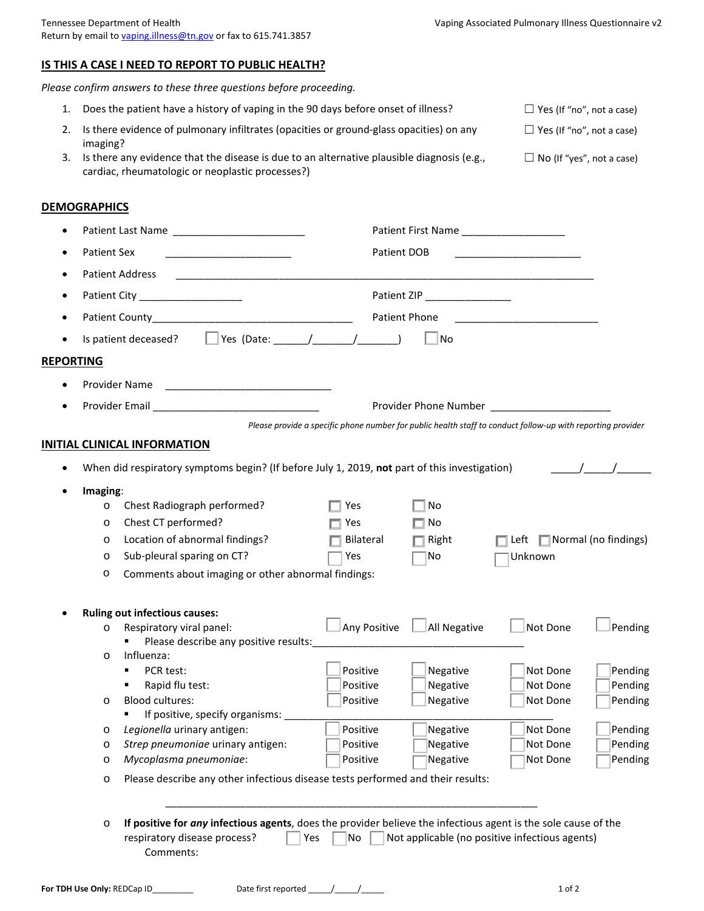Tennessee Department of Health
Return by email to vaping.illness@tn.gov or fax to 615.741.3857

Vaping Associated Pulmonary Illness Questionnaire v2

## IS THIS A CASE I NEED TO REPORT TO PUBLIC HEALTH?

*Please confirm answers to these three questions before proceeding.*

1. Does the patient have a history of vaping in the 90 days before onset of illness? ☐ Yes (If "no", not a case)
2. Is there evidence of pulmonary infiltrates (opacities or ground-glass opacities) on any imaging? ☐ Yes (If "no", not a case)
3. Is there any evidence that the disease is due to an alternative plausible diagnosis (e.g., cardiac, rheumatologic or neoplastic processes?) ☐ No (If "yes", not a case)

## DEMOGRAPHICS

- Patient Last Name ______________________ Patient First Name _________________
- Patient Sex ______________________ Patient DOB ______________________
- Patient Address ________________________________________________________________________
- Patient City _________________ Patient ZIP ______________
- Patient County___________________________________ Patient Phone ________________________
- Is patient deceased? ☐ Yes (Date: ______/_______/_______) ☐ No

## REPORTING

- Provider Name ____________________________
- Provider Email ____________________________ Provider Phone Number ____________________

*Please provide a specific phone number for public health staff to conduct follow-up with reporting provider*

## INITIAL CLINICAL INFORMATION

- When did respiratory symptoms begin? (If before July 1, 2019, **not** part of this investigation) _____/_____/______
- **Imaging**:
  - Chest Radiograph performed? ☐ Yes ☐ No
  - Chest CT performed? ☐ Yes ☐ No
  - Location of abnormal findings? ☐ Bilateral ☐ Right ☐ Left ☐ Normal (no findings)
  - Sub-pleural sparing on CT? ☐ Yes ☐ No ☐ Unknown
  - Comments about imaging or other abnormal findings:

- **Ruling out infectious causes:**
  - Respiratory viral panel: ☐ Any Positive ☐ All Negative ☐ Not Done ☐ Pending
    - Please describe any positive results:____________________________________
  - Influenza:
    - PCR test: ☐ Positive ☐ Negative ☐ Not Done ☐ Pending
    - Rapid flu test: ☐ Positive ☐ Negative ☐ Not Done ☐ Pending
  - Blood cultures: ☐ Positive ☐ Negative ☐ Not Done ☐ Pending
    - If positive, specify organisms: ______________________________________________
  - *Legionella* urinary antigen: ☐ Positive ☐ Negative ☐ Not Done ☐ Pending
  - *Strep pneumoniae* urinary antigen: ☐ Positive ☐ Negative ☐ Not Done ☐ Pending
  - *Mycoplasma pneumoniae*: ☐ Positive ☐ Negative ☐ Not Done ☐ Pending
  - Please describe any other infectious disease tests performed and their results:

    _____________________________________________________________

  - **If positive for *any* infectious agents**, does the provider believe the infectious agent is the sole cause of the respiratory disease process? ☐ Yes ☐ No ☐ Not applicable (no positive infectious agents)

    Comments:

**For TDH Use Only:** REDCap ID_________ Date first reported _____/_____/_____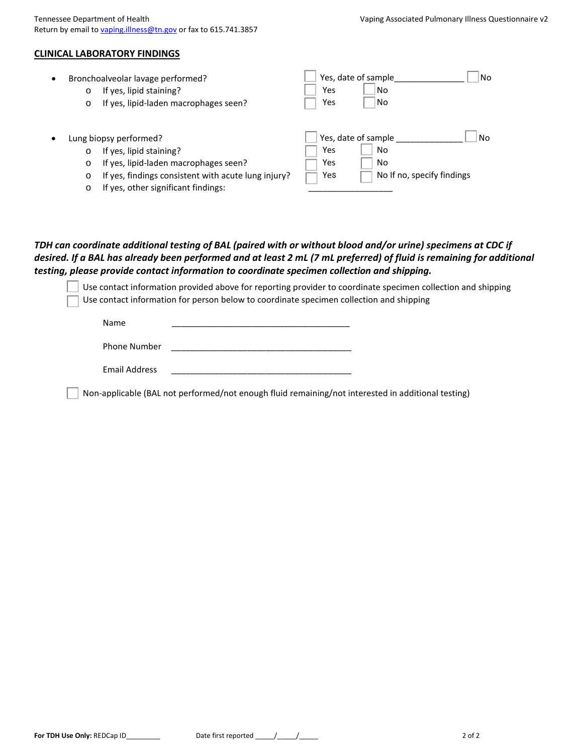## CLINICAL LABORATORY FINDINGS

- Bronchoalveolar lavage performed? ☐ Yes, date of sample_______________ ☐ No
  - If yes, lipid staining? ☐ Yes ☐ No
  - If yes, lipid-laden macrophages seen? ☐ Yes ☐ No

- Lung biopsy performed? ☐ Yes, date of sample ______________ ☐ No
  - If yes, lipid staining? ☐ Yes ☐ No
  - If yes, lipid-laden macrophages seen? ☐ Yes ☐ No
  - If yes, findings consistent with acute lung injury? ☐ Yes ☐ No If no, specify findings
  - If yes, other significant findings: ___________________

***TDH can coordinate additional testing of BAL (paired with or without blood and/or urine) specimens at CDC if desired. If a BAL has already been performed and at least 2 mL (7 mL preferred) of fluid is remaining for additional testing, please provide contact information to coordinate specimen collection and shipping.***

☐ Use contact information provided above for reporting provider to coordinate specimen collection and shipping

☐ Use contact information for person below to coordinate specimen collection and shipping

Name _______________________________________

Phone Number _______________________________________

Email Address _______________________________________

☐ Non-applicable (BAL not performed/not enough fluid remaining/not interested in additional testing)

**For TDH Use Only:** REDCap ID_________ Date first reported _____/_____/_____